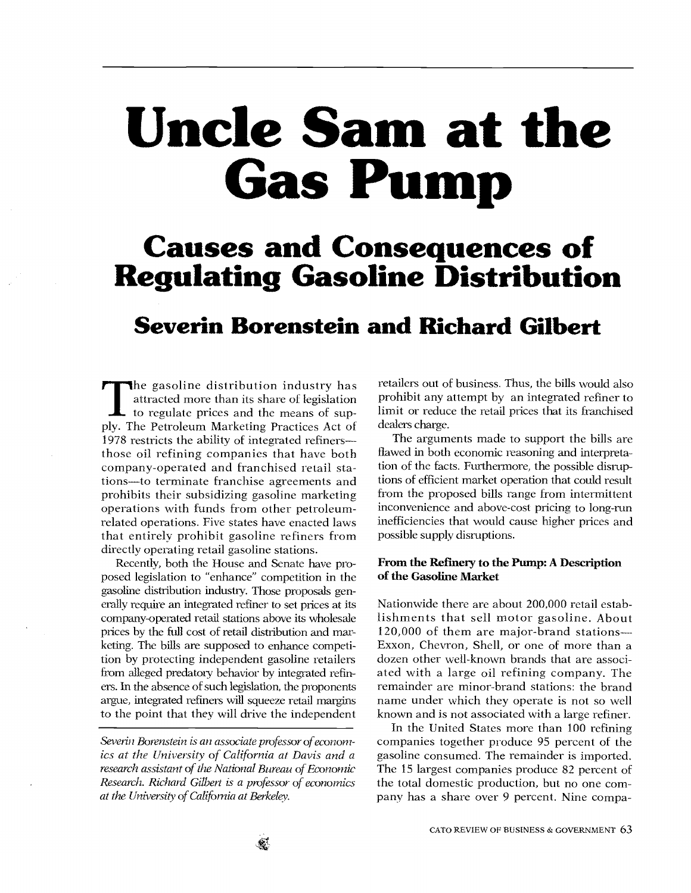# Uncle Sam at the Gas Pump

## Causes and Consequences of Regulating Gasoline Distribution

### Severin Borenstein and Richard Gilbert

The gasoline distribution industry has attracted more than its share of legislation to regulate prices and the means of supply. The Petroleum Marketing Practices Act of 1978 restricts the ability of integrated refiners—those oil refining companies that have both company-operated and franchised retail stations—to terminate franchise agreements and prohibits their subsidizing gasoline marketing operations with funds from other petroleum-related operations. Five states have enacted laws that entirely prohibit gasoline refiners from directly operating retail gasoline stations.

Recently, both the House and Senate have proposed legislation to "enhance" competition in the gasoline distribution industry. Those proposals generally require an integrated refiner to set prices at its company-operated retail stations above its wholesale prices by the full cost of retail distribution and marketing. The bills are supposed to enhance competition by protecting independent gasoline retailers from alleged predatory behavior by integrated refiners. In the absence of such legislation, the proponents argue, integrated refiners will squeeze retail margins to the point that they will drive the independent retailers out of business. Thus, the bills would also prohibit any attempt by an integrated refiner to limit or reduce the retail prices that its franchised dealers charge.

The arguments made to support the bills are flawed in both economic reasoning and interpretation of the facts. Furthermore, the possible disruptions of efficient market operation that could result from the proposed bills range from intermittent inconvenience and above-cost pricing to long-run inefficiencies that would cause higher prices and possible supply disruptions.

*Severin Borenstein is an associate professor of economics at the University of California at Davis and a research assistant of the National Bureau of Economic Research. Richard Gilbert is a professor of economics at the University of California at Berkeley.*

## From the Refinery to the Pump: A Description of the Gasoline Market

Nationwide there are about 200,000 retail establishments that sell motor gasoline. About 120,000 of them are major-brand stations—Exxon, Chevron, Shell, or one of more than a dozen other well-known brands that are associated with a large oil refining company. The remainder are minor-brand stations: the brand name under which they operate is not so well known and is not associated with a large refiner.

In the United States more than 100 refining companies together produce 95 percent of the gasoline consumed. The remainder is imported. The 15 largest companies produce 82 percent of the total domestic production, but no one company has a share over 9 percent. Nine compa-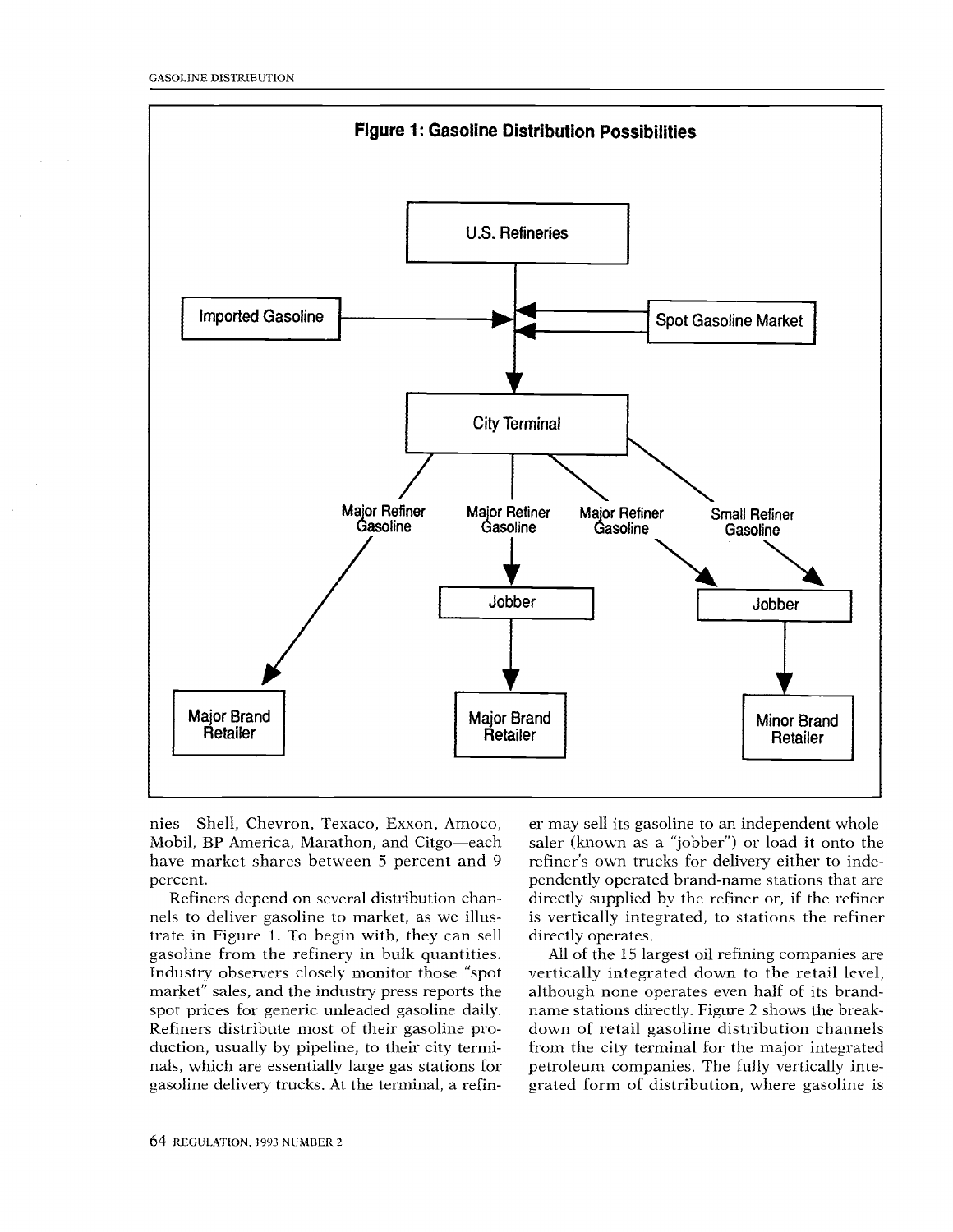**Figure 1: Gasoline Distribution Possibilities**

nies—Shell, Chevron, Texaco, Exxon, Amoco, Mobil, BP America, Marathon, and Citgo—each have market shares between 5 percent and 9 percent.

Refiners depend on several distribution channels to deliver gasoline to market, as we illustrate in Figure 1. To begin with, they can sell gasoline from the refinery in bulk quantities. Industry observers closely monitor those "spot market" sales, and the industry press reports the spot prices for generic unleaded gasoline daily. Refiners distribute most of their gasoline production, usually by pipeline, to their city terminals, which are essentially large gas stations for gasoline delivery trucks. At the terminal, a refiner may sell its gasoline to an independent wholesaler (known as a "jobber") or load it onto the refiner's own trucks for delivery either to independently operated brand-name stations that are directly supplied by the refiner or, if the refiner is vertically integrated, to stations the refiner directly operates.

All of the 15 largest oil refining companies are vertically integrated down to the retail level, although none operates even half of its brand-name stations directly. Figure 2 shows the breakdown of retail gasoline distribution channels from the city terminal for the major integrated petroleum companies. The fully vertically integrated form of distribution, where gasoline is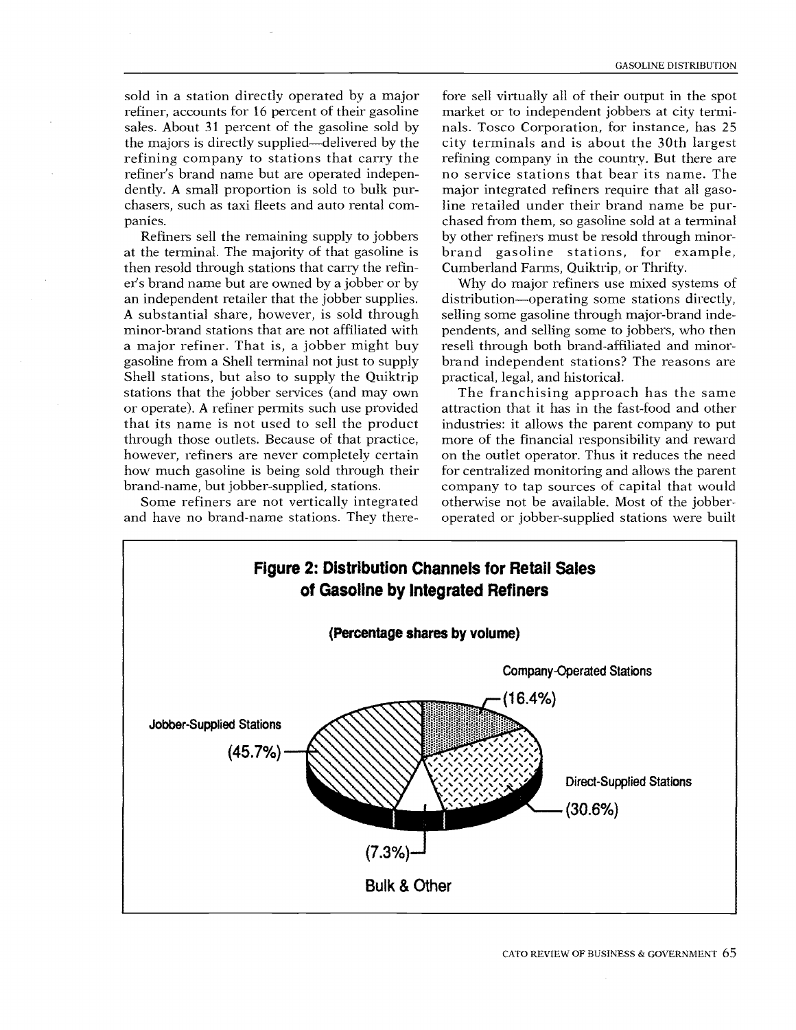sold in a station directly operated by a major refiner, accounts for 16 percent of their gasoline sales. About 31 percent of the gasoline sold by the majors is directly supplied—delivered by the refining company to stations that carry the refiner's brand name but are operated independently. A small proportion is sold to bulk purchasers, such as taxi fleets and auto rental companies.

Refiners sell the remaining supply to jobbers at the terminal. The majority of that gasoline is then resold through stations that carry the refiner's brand name but are owned by a jobber or by an independent retailer that the jobber supplies. A substantial share, however, is sold through minor-brand stations that are not affiliated with a major refiner. That is, a jobber might buy gasoline from a Shell terminal not just to supply Shell stations, but also to supply the Quiktrip stations that the jobber services (and may own or operate). A refiner permits such use provided that its name is not used to sell the product through those outlets. Because of that practice, however, refiners are never completely certain how much gasoline is being sold through their brand-name, but jobber-supplied, stations.

Some refiners are not vertically integrated and have no brand-name stations. They therefore sell virtually all of their output in the spot market or to independent jobbers at city terminals. Tosco Corporation, for instance, has 25 city terminals and is about the 30th largest refining company in the country. But there are no service stations that bear its name. The major integrated refiners require that all gasoline retailed under their brand name be purchased from them, so gasoline sold at a terminal by other refiners must be resold through minor-brand gasoline stations, for example, Cumberland Farms, Quiktrip, or Thrifty.

Why do major refiners use mixed systems of distribution—operating some stations directly, selling some gasoline through major-brand independents, and selling some to jobbers, who then resell through both brand-affiliated and minor-brand independent stations? The reasons are practical, legal, and historical.

The franchising approach has the same attraction that it has in the fast-food and other industries: it allows the parent company to put more of the financial responsibility and reward on the outlet operator. Thus it reduces the need for centralized monitoring and allows the parent company to tap sources of capital that would otherwise not be available. Most of the jobber-operated or jobber-supplied stations were built

**Figure 2: Distribution Channels for Retail Sales of Gasoline by Integrated Refiners**

**(Percentage shares by volume)**

Company-Operated Stations (16.4%)

Direct-Supplied Stations (30.6%)

Jobber-Supplied Stations (45.7%)

Bulk & Other (7.3%)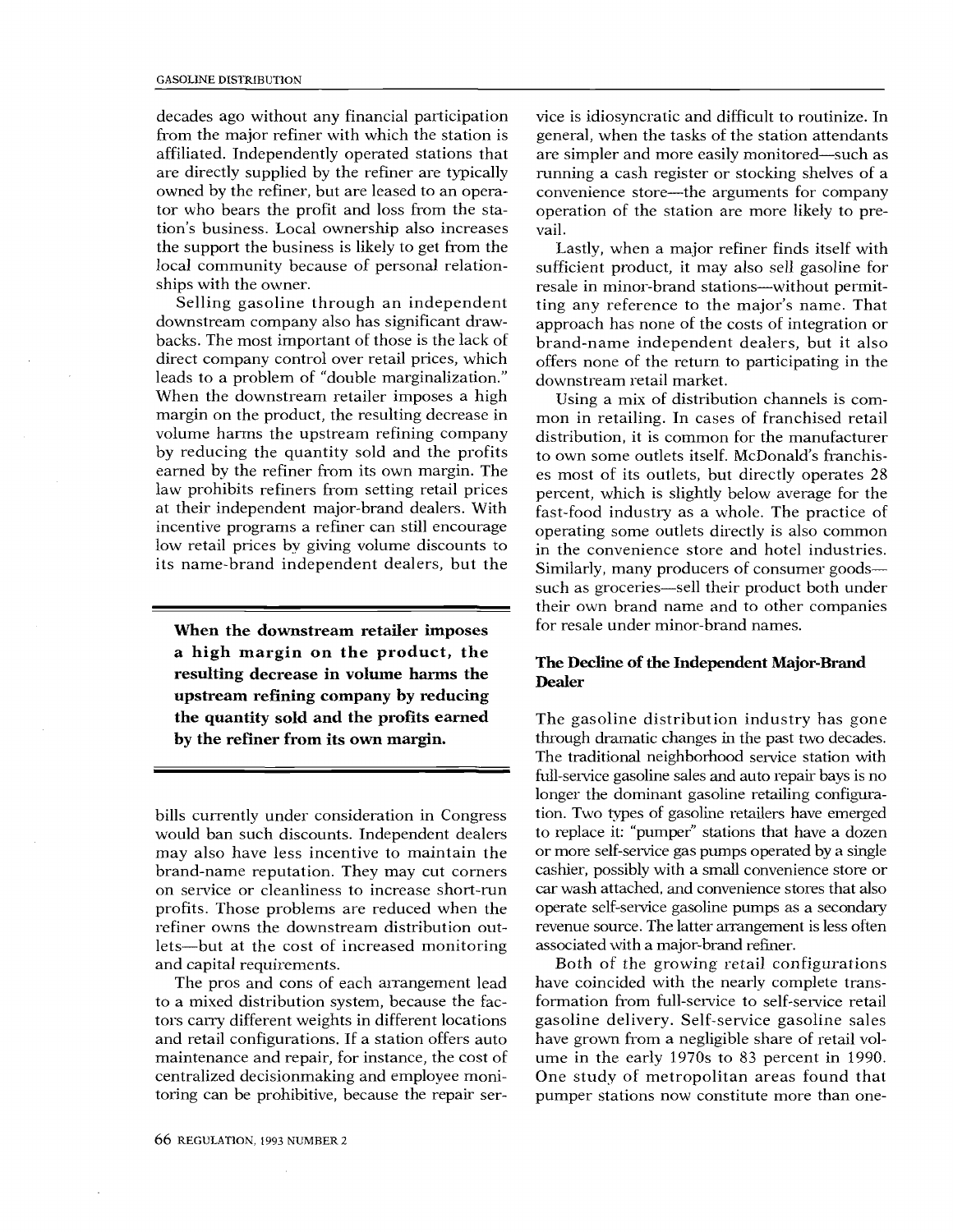decades ago without any financial participation from the major refiner with which the station is affiliated. Independently operated stations that are directly supplied by the refiner are typically owned by the refiner, but are leased to an operator who bears the profit and loss from the station's business. Local ownership also increases the support the business is likely to get from the local community because of personal relationships with the owner.

Selling gasoline through an independent downstream company also has significant drawbacks. The most important of those is the lack of direct company control over retail prices, which leads to a problem of "double marginalization." When the downstream retailer imposes a high margin on the product, the resulting decrease in volume harms the upstream refining company by reducing the quantity sold and the profits earned by the refiner from its own margin. The law prohibits refiners from setting retail prices at their independent major-brand dealers. With incentive programs a refiner can still encourage low retail prices by giving volume discounts to its name-brand independent dealers, but the bills currently under consideration in Congress would ban such discounts. Independent dealers may also have less incentive to maintain the brand-name reputation. They may cut corners on service or cleanliness to increase short-run profits. Those problems are reduced when the refiner owns the downstream distribution outlets—but at the cost of increased monitoring and capital requirements.

**When the downstream retailer imposes a high margin on the product, the resulting decrease in volume harms the upstream refining company by reducing the quantity sold and the profits earned by the refiner from its own margin.**

The pros and cons of each arrangement lead to a mixed distribution system, because the factors carry different weights in different locations and retail configurations. If a station offers auto maintenance and repair, for instance, the cost of centralized decisionmaking and employee monitoring can be prohibitive, because the repair service is idiosyncratic and difficult to routinize. In general, when the tasks of the station attendants are simpler and more easily monitored—such as running a cash register or stocking shelves of a convenience store—the arguments for company operation of the station are more likely to prevail.

Lastly, when a major refiner finds itself with sufficient product, it may also sell gasoline for resale in minor-brand stations—without permitting any reference to the major's name. That approach has none of the costs of integration or brand-name independent dealers, but it also offers none of the return to participating in the downstream retail market.

Using a mix of distribution channels is common in retailing. In cases of franchised retail distribution, it is common for the manufacturer to own some outlets itself. McDonald's franchises most of its outlets, but directly operates 28 percent, which is slightly below average for the fast-food industry as a whole. The practice of operating some outlets directly is also common in the convenience store and hotel industries. Similarly, many producers of consumer goods—such as groceries—sell their product both under their own brand name and to other companies for resale under minor-brand names.

### The Decline of the Independent Major-Brand Dealer

The gasoline distribution industry has gone through dramatic changes in the past two decades. The traditional neighborhood service station with full-service gasoline sales and auto repair bays is no longer the dominant gasoline retailing configuration. Two types of gasoline retailers have emerged to replace it: "pumper" stations that have a dozen or more self-service gas pumps operated by a single cashier, possibly with a small convenience store or car wash attached, and convenience stores that also operate self-service gasoline pumps as a secondary revenue source. The latter arrangement is less often associated with a major-brand refiner.

Both of the growing retail configurations have coincided with the nearly complete transformation from full-service to self-service retail gasoline delivery. Self-service gasoline sales have grown from a negligible share of retail volume in the early 1970s to 83 percent in 1990. One study of metropolitan areas found that pumper stations now constitute more than one-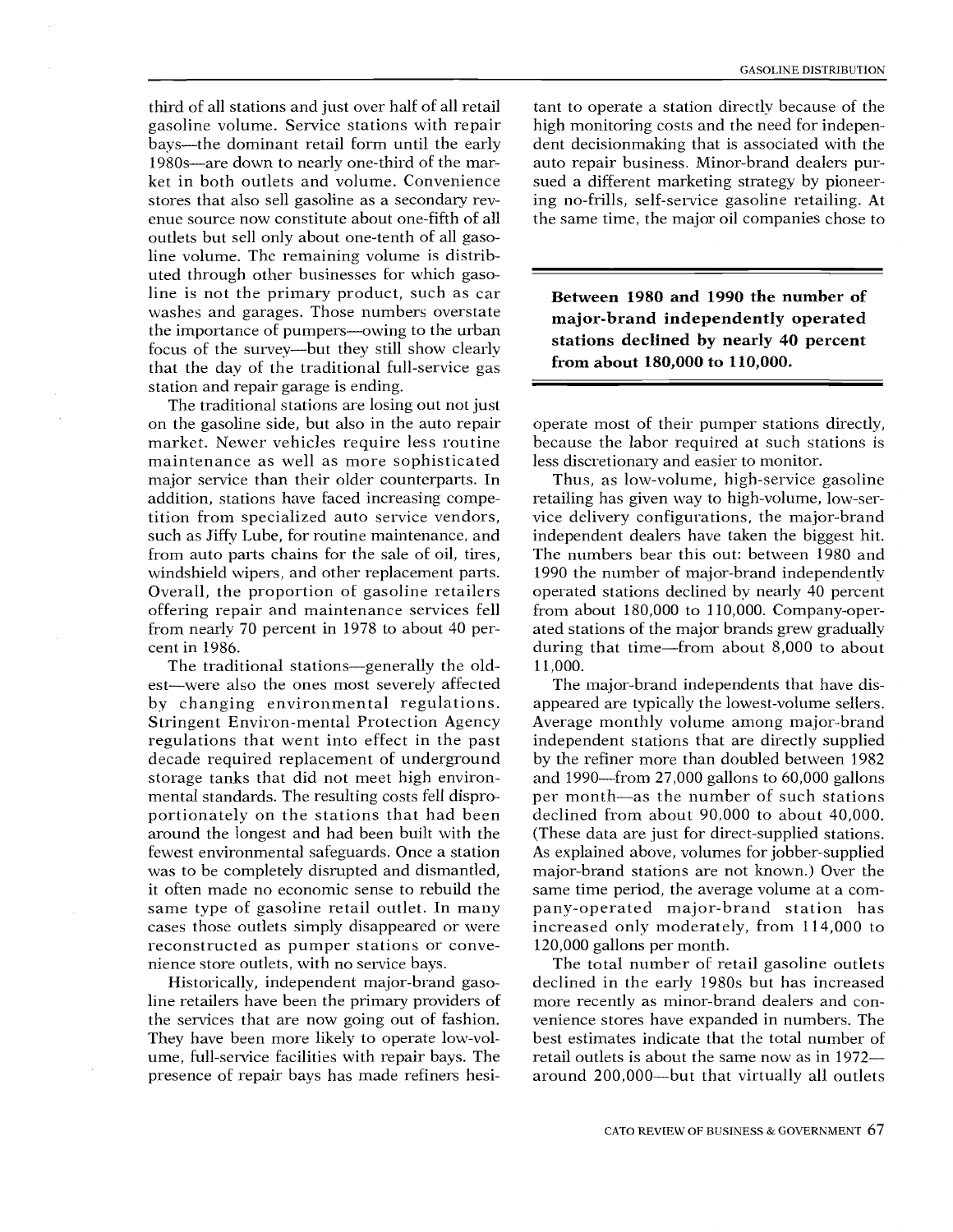third of all stations and just over half of all retail gasoline volume. Service stations with repair bays—the dominant retail form until the early 1980s—are down to nearly one-third of the market in both outlets and volume. Convenience stores that also sell gasoline as a secondary revenue source now constitute about one-fifth of all outlets but sell only about one-tenth of all gasoline volume. The remaining volume is distributed through other businesses for which gasoline is not the primary product, such as car washes and garages. Those numbers overstate the importance of pumpers—owing to the urban focus of the survey—but they still show clearly that the day of the traditional full-service gas station and repair garage is ending.

The traditional stations are losing out not just on the gasoline side, but also in the auto repair market. Newer vehicles require less routine maintenance as well as more sophisticated major service than their older counterparts. In addition, stations have faced increasing competition from specialized auto service vendors, such as Jiffy Lube, for routine maintenance, and from auto parts chains for the sale of oil, tires, windshield wipers, and other replacement parts. Overall, the proportion of gasoline retailers offering repair and maintenance services fell from nearly 70 percent in 1978 to about 40 percent in 1986.

The traditional stations—generally the oldest—were also the ones most severely affected by changing environmental regulations. Stringent Environ-mental Protection Agency regulations that went into effect in the past decade required replacement of underground storage tanks that did not meet high environmental standards. The resulting costs fell disproportionately on the stations that had been around the longest and had been built with the fewest environmental safeguards. Once a station was to be completely disrupted and dismantled, it often made no economic sense to rebuild the same type of gasoline retail outlet. In many cases those outlets simply disappeared or were reconstructed as pumper stations or convenience store outlets, with no service bays.

Historically, independent major-brand gasoline retailers have been the primary providers of the services that are now going out of fashion. They have been more likely to operate low-volume, full-service facilities with repair bays. The presence of repair bays has made refiners hesitant to operate a station directly because of the high monitoring costs and the need for independent decisionmaking that is associated with the auto repair business. Minor-brand dealers pursued a different marketing strategy by pioneering no-frills, self-service gasoline retailing. At the same time, the major oil companies chose to operate most of their pumper stations directly, because the labor required at such stations is less discretionary and easier to monitor.

**Between 1980 and 1990 the number of major-brand independently operated stations declined by nearly 40 percent from about 180,000 to 110,000.**

Thus, as low-volume, high-service gasoline retailing has given way to high-volume, low-service delivery configurations, the major-brand independent dealers have taken the biggest hit. The numbers bear this out: between 1980 and 1990 the number of major-brand independently operated stations declined by nearly 40 percent from about 180,000 to 110,000. Company-operated stations of the major brands grew gradually during that time—from about 8,000 to about 11,000.

The major-brand independents that have disappeared are typically the lowest-volume sellers. Average monthly volume among major-brand independent stations that are directly supplied by the refiner more than doubled between 1982 and 1990—from 27,000 gallons to 60,000 gallons per month—as the number of such stations declined from about 90,000 to about 40,000. (These data are just for direct-supplied stations. As explained above, volumes for jobber-supplied major-brand stations are not known.) Over the same time period, the average volume at a company-operated major-brand station has increased only moderately, from 114,000 to 120,000 gallons per month.

The total number of retail gasoline outlets declined in the early 1980s but has increased more recently as minor-brand dealers and convenience stores have expanded in numbers. The best estimates indicate that the total number of retail outlets is about the same now as in 1972—around 200,000—but that virtually all outlets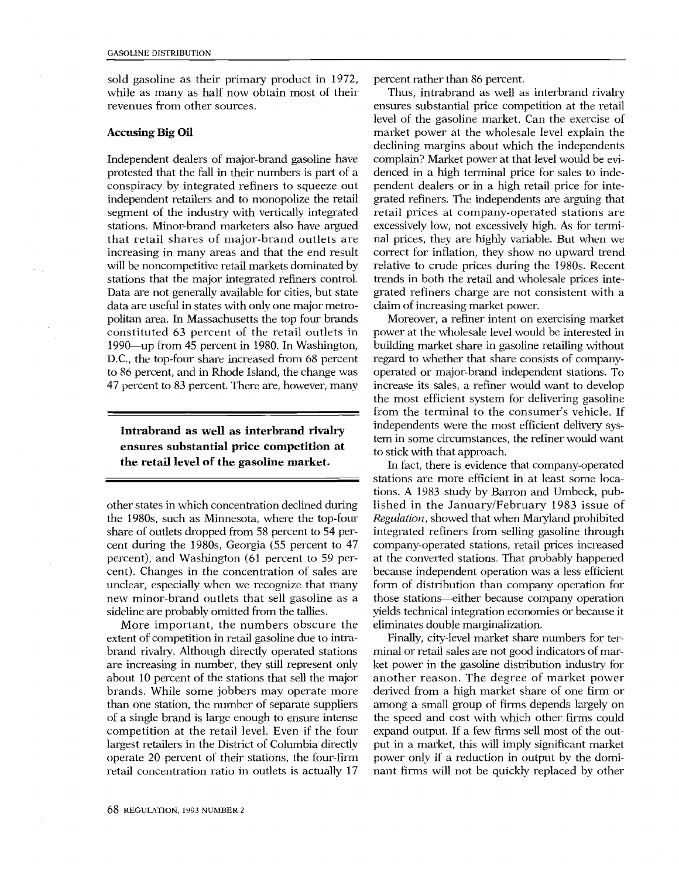sold gasoline as their primary product in 1972, while as many as half now obtain most of their revenues from other sources.

### Accusing Big Oil

Independent dealers of major-brand gasoline have protested that the fall in their numbers is part of a conspiracy by integrated refiners to squeeze out independent retailers and to monopolize the retail segment of the industry with vertically integrated stations. Minor-brand marketers also have argued that retail shares of major-brand outlets are increasing in many areas and that the end result will be noncompetitive retail markets dominated by stations that the major integrated refiners control. Data are not generally available for cities, but state data are useful in states with only one major metropolitan area. In Massachusetts the top four brands constituted 63 percent of the retail outlets in 1990—up from 45 percent in 1980. In Washington, D.C., the top-four share increased from 68 percent to 86 percent, and in Rhode Island, the change was 47 percent to 83 percent. There are, however, many other states in which concentration declined during the 1980s, such as Minnesota, where the top-four share of outlets dropped from 58 percent to 54 percent during the 1980s, Georgia (55 percent to 47 percent), and Washington (61 percent to 59 percent). Changes in the concentration of sales are unclear, especially when we recognize that many new minor-brand outlets that sell gasoline as a sideline are probably omitted from the tallies.

**Intrabrand as well as interbrand rivalry ensures substantial price competition at the retail level of the gasoline market.**

More important, the numbers obscure the extent of competition in retail gasoline due to intrabrand rivalry. Although directly operated stations are increasing in number, they still represent only about 10 percent of the stations that sell the major brands. While some jobbers may operate more than one station, the number of separate suppliers of a single brand is large enough to ensure intense competition at the retail level. Even if the four largest retailers in the District of Columbia directly operate 20 percent of their stations, the four-firm retail concentration ratio in outlets is actually 17 percent rather than 86 percent.

Thus, intrabrand as well as interbrand rivalry ensures substantial price competition at the retail level of the gasoline market. Can the exercise of market power at the wholesale level explain the declining margins about which the independents complain? Market power at that level would be evidenced in a high terminal price for sales to independent dealers or in a high retail price for integrated refiners. The independents are arguing that retail prices at company-operated stations are excessively low, not excessively high. As for terminal prices, they are highly variable. But when we correct for inflation, they show no upward trend relative to crude prices during the 1980s. Recent trends in both the retail and wholesale prices integrated refiners charge are not consistent with a claim of increasing market power.

Moreover, a refiner intent on exercising market power at the wholesale level would be interested in building market share in gasoline retailing without regard to whether that share consists of company-operated or major-brand independent stations. To increase its sales, a refiner would want to develop the most efficient system for delivering gasoline from the terminal to the consumer's vehicle. If independents were the most efficient delivery system in some circumstances, the refiner would want to stick with that approach.

In fact, there is evidence that company-operated stations are more efficient in at least some locations. A 1983 study by Barron and Umbeck, published in the January/February 1983 issue of *Regulation*, showed that when Maryland prohibited integrated refiners from selling gasoline through company-operated stations, retail prices increased at the converted stations. That probably happened because independent operation was a less efficient form of distribution than company operation for those stations—either because company operation yields technical integration economies or because it eliminates double marginalization.

Finally, city-level market share numbers for terminal or retail sales are not good indicators of market power in the gasoline distribution industry for another reason. The degree of market power derived from a high market share of one firm or among a small group of firms depends largely on the speed and cost with which other firms could expand output. If a few firms sell most of the output in a market, this will imply significant market power only if a reduction in output by the dominant firms will not be quickly replaced by other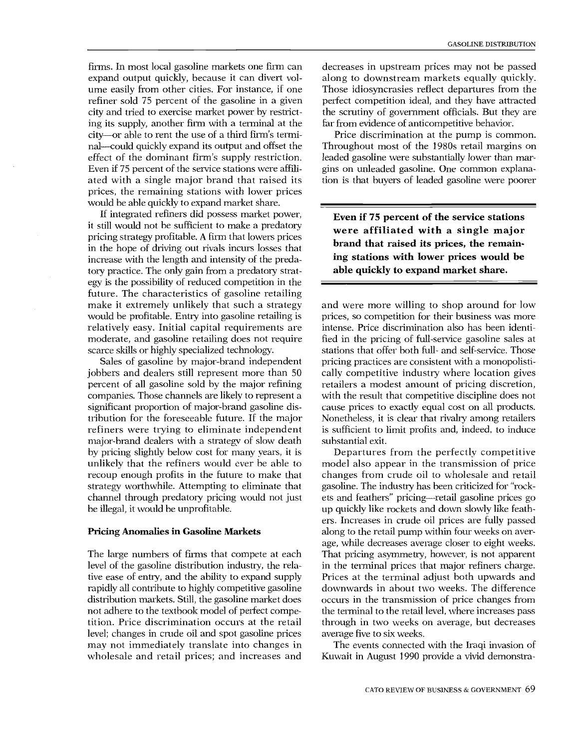firms. In most local gasoline markets one firm can expand output quickly, because it can divert volume easily from other cities. For instance, if one refiner sold 75 percent of the gasoline in a given city and tried to exercise market power by restricting its supply, another firm with a terminal at the city—or able to rent the use of a third firm's terminal—could quickly expand its output and offset the effect of the dominant firm's supply restriction. Even if 75 percent of the service stations were affiliated with a single major brand that raised its prices, the remaining stations with lower prices would be able quickly to expand market share.

If integrated refiners did possess market power, it still would not be sufficient to make a predatory pricing strategy profitable. A firm that lowers prices in the hope of driving out rivals incurs losses that increase with the length and intensity of the predatory practice. The only gain from a predatory strategy is the possibility of reduced competition in the future. The characteristics of gasoline retailing make it extremely unlikely that such a strategy would be profitable. Entry into gasoline retailing is relatively easy. Initial capital requirements are moderate, and gasoline retailing does not require scarce skills or highly specialized technology.

Sales of gasoline by major-brand independent jobbers and dealers still represent more than 50 percent of all gasoline sold by the major refining companies. Those channels are likely to represent a significant proportion of major-brand gasoline distribution for the foreseeable future. If the major refiners were trying to eliminate independent major-brand dealers with a strategy of slow death by pricing slightly below cost for many years, it is unlikely that the refiners would ever be able to recoup enough profits in the future to make that strategy worthwhile. Attempting to eliminate that channel through predatory pricing would not just be illegal, it would be unprofitable.

### Pricing Anomalies in Gasoline Markets

The large numbers of firms that compete at each level of the gasoline distribution industry, the relative ease of entry, and the ability to expand supply rapidly all contribute to highly competitive gasoline distribution markets. Still, the gasoline market does not adhere to the textbook model of perfect competition. Price discrimination occurs at the retail level; changes in crude oil and spot gasoline prices may not immediately translate into changes in wholesale and retail prices; and increases and decreases in upstream prices may not be passed along to downstream markets equally quickly. Those idiosyncrasies reflect departures from the perfect competition ideal, and they have attracted the scrutiny of government officials. But they are far from evidence of anticompetitive behavior.

Price discrimination at the pump is common. Throughout most of the 1980s retail margins on leaded gasoline were substantially lower than margins on unleaded gasoline. One common explanation is that buyers of leaded gasoline were poorer and were more willing to shop around for low prices, so competition for their business was more intense. Price discrimination also has been identified in the pricing of full-service gasoline sales at stations that offer both full- and self-service. Those pricing practices are consistent with a monopolistically competitive industry where location gives retailers a modest amount of pricing discretion, with the result that competitive discipline does not cause prices to exactly equal cost on all products. Nonetheless, it is clear that rivalry among retailers is sufficient to limit profits and, indeed, to induce substantial exit.

> **Even if 75 percent of the service stations were affiliated with a single major brand that raised its prices, the remaining stations with lower prices would be able quickly to expand market share.**

Departures from the perfectly competitive model also appear in the transmission of price changes from crude oil to wholesale and retail gasoline. The industry has been criticized for "rockets and feathers" pricing—retail gasoline prices go up quickly like rockets and down slowly like feathers. Increases in crude oil prices are fully passed along to the retail pump within four weeks on average, while decreases average closer to eight weeks. That pricing asymmetry, however, is not apparent in the terminal prices that major refiners charge. Prices at the terminal adjust both upwards and downwards in about two weeks. The difference occurs in the transmission of price changes from the terminal to the retail level, where increases pass through in two weeks on average, but decreases average five to six weeks.

The events connected with the Iraqi invasion of Kuwait in August 1990 provide a vivid demonstra-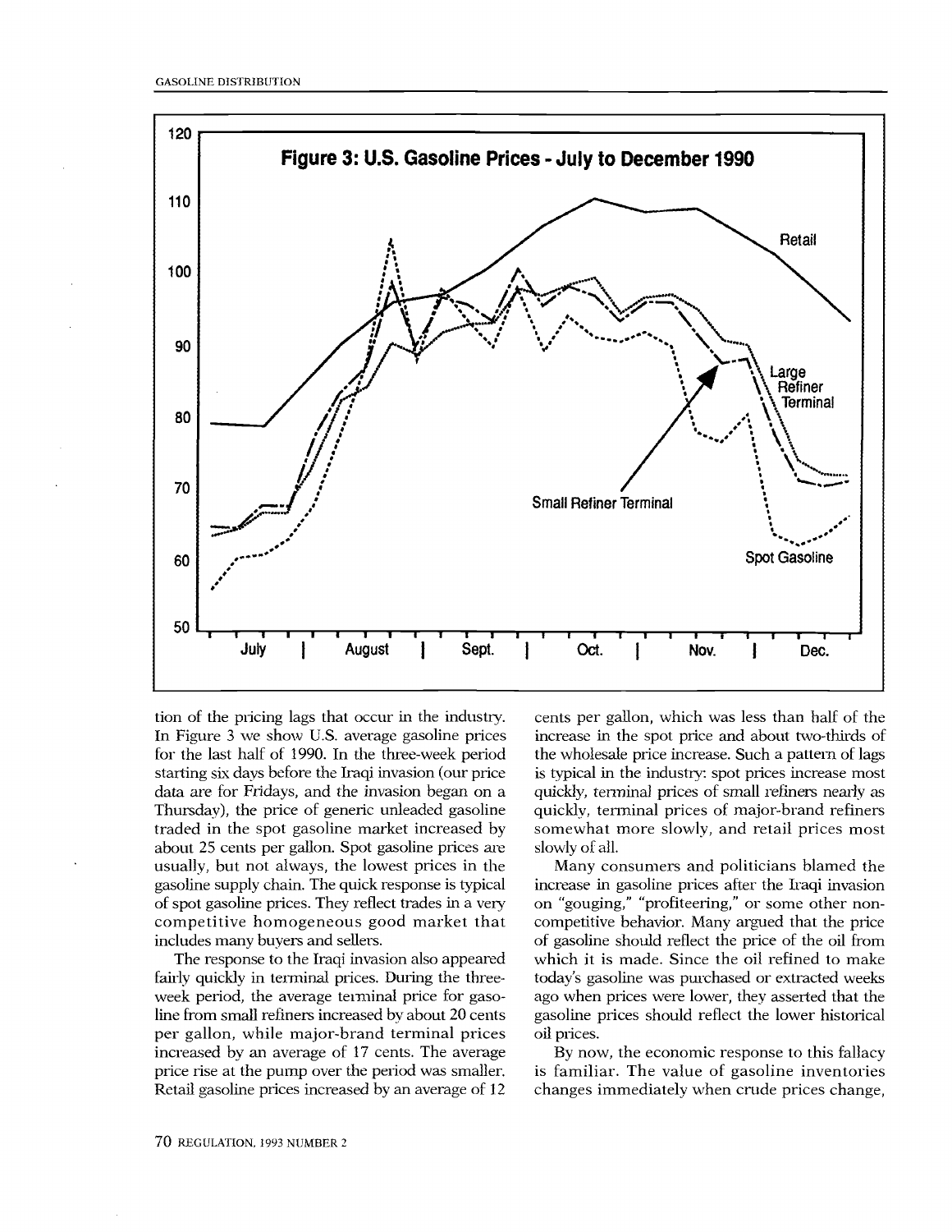**Figure 3: U.S. Gasoline Prices - July to December 1990**

tion of the pricing lags that occur in the industry. In Figure 3 we show U.S. average gasoline prices for the last half of 1990. In the three-week period starting six days before the Iraqi invasion (our price data are for Fridays, and the invasion began on a Thursday), the price of generic unleaded gasoline traded in the spot gasoline market increased by about 25 cents per gallon. Spot gasoline prices are usually, but not always, the lowest prices in the gasoline supply chain. The quick response is typical of spot gasoline prices. They reflect trades in a very competitive homogeneous good market that includes many buyers and sellers.

The response to the Iraqi invasion also appeared fairly quickly in terminal prices. During the three-week period, the average terminal price for gasoline from small refiners increased by about 20 cents per gallon, while major-brand terminal prices increased by an average of 17 cents. The average price rise at the pump over the period was smaller. Retail gasoline prices increased by an average of 12 cents per gallon, which was less than half of the increase in the spot price and about two-thirds of the wholesale price increase. Such a pattern of lags is typical in the industry: spot prices increase most quickly, terminal prices of small refiners nearly as quickly, terminal prices of major-brand refiners somewhat more slowly, and retail prices most slowly of all.

Many consumers and politicians blamed the increase in gasoline prices after the Iraqi invasion on "gouging," "profiteering," or some other non-competitive behavior. Many argued that the price of gasoline should reflect the price of the oil from which it is made. Since the oil refined to make today's gasoline was purchased or extracted weeks ago when prices were lower, they asserted that the gasoline prices should reflect the lower historical oil prices.

By now, the economic response to this fallacy is familiar. The value of gasoline inventories changes immediately when crude prices change,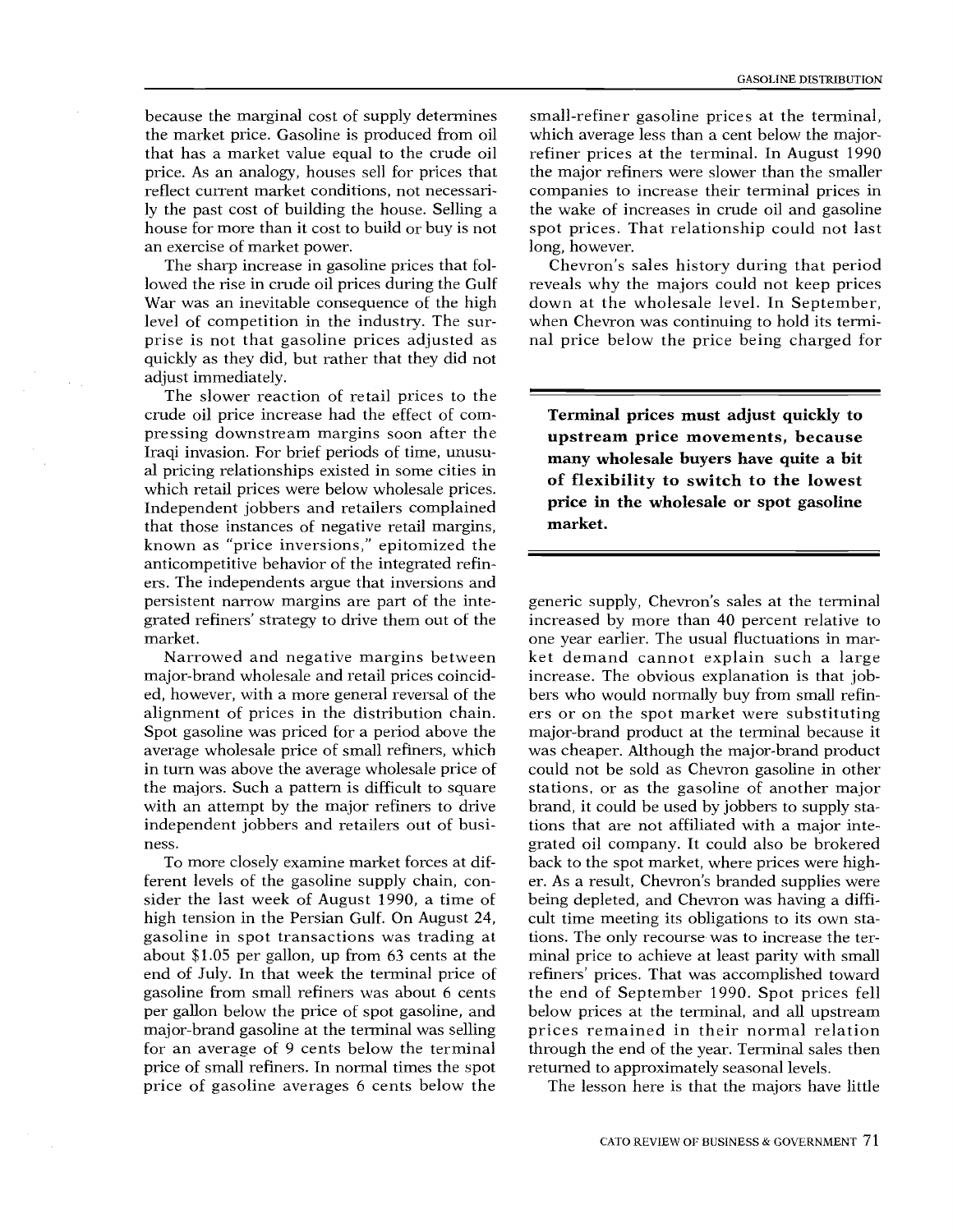because the marginal cost of supply determines the market price. Gasoline is produced from oil that has a market value equal to the crude oil price. As an analogy, houses sell for prices that reflect current market conditions, not necessarily the past cost of building the house. Selling a house for more than it cost to build or buy is not an exercise of market power.

The sharp increase in gasoline prices that followed the rise in crude oil prices during the Gulf War was an inevitable consequence of the high level of competition in the industry. The surprise is not that gasoline prices adjusted as quickly as they did, but rather that they did not adjust immediately.

The slower reaction of retail prices to the crude oil price increase had the effect of compressing downstream margins soon after the Iraqi invasion. For brief periods of time, unusual pricing relationships existed in some cities in which retail prices were below wholesale prices. Independent jobbers and retailers complained that those instances of negative retail margins, known as "price inversions," epitomized the anticompetitive behavior of the integrated refiners. The independents argue that inversions and persistent narrow margins are part of the integrated refiners' strategy to drive them out of the market.

Narrowed and negative margins between major-brand wholesale and retail prices coincided, however, with a more general reversal of the alignment of prices in the distribution chain. Spot gasoline was priced for a period above the average wholesale price of small refiners, which in turn was above the average wholesale price of the majors. Such a pattern is difficult to square with an attempt by the major refiners to drive independent jobbers and retailers out of business.

To more closely examine market forces at different levels of the gasoline supply chain, consider the last week of August 1990, a time of high tension in the Persian Gulf. On August 24, gasoline in spot transactions was trading at about $1.05 per gallon, up from 63 cents at the end of July. In that week the terminal price of gasoline from small refiners was about 6 cents per gallon below the price of spot gasoline, and major-brand gasoline at the terminal was selling for an average of 9 cents below the terminal price of small refiners. In normal times the spot price of gasoline averages 6 cents below the small-refiner gasoline prices at the terminal, which average less than a cent below the major-refiner prices at the terminal. In August 1990 the major refiners were slower than the smaller companies to increase their terminal prices in the wake of increases in crude oil and gasoline spot prices. That relationship could not last long, however.

Chevron's sales history during that period reveals why the majors could not keep prices down at the wholesale level. In September, when Chevron was continuing to hold its terminal price below the price being charged for generic supply, Chevron's sales at the terminal increased by more than 40 percent relative to one year earlier. The usual fluctuations in market demand cannot explain such a large increase. The obvious explanation is that jobbers who would normally buy from small refiners or on the spot market were substituting major-brand product at the terminal because it was cheaper. Although the major-brand product could not be sold as Chevron gasoline in other stations, or as the gasoline of another major brand, it could be used by jobbers to supply stations that are not affiliated with a major integrated oil company. It could also be brokered back to the spot market, where prices were higher. As a result, Chevron's branded supplies were being depleted, and Chevron was having a difficult time meeting its obligations to its own stations. The only recourse was to increase the terminal price to achieve at least parity with small refiners' prices. That was accomplished toward the end of September 1990. Spot prices fell below prices at the terminal, and all upstream prices remained in their normal relation through the end of the year. Terminal sales then returned to approximately seasonal levels.

**Terminal prices must adjust quickly to upstream price movements, because many wholesale buyers have quite a bit of flexibility to switch to the lowest price in the wholesale or spot gasoline market.**

The lesson here is that the majors have little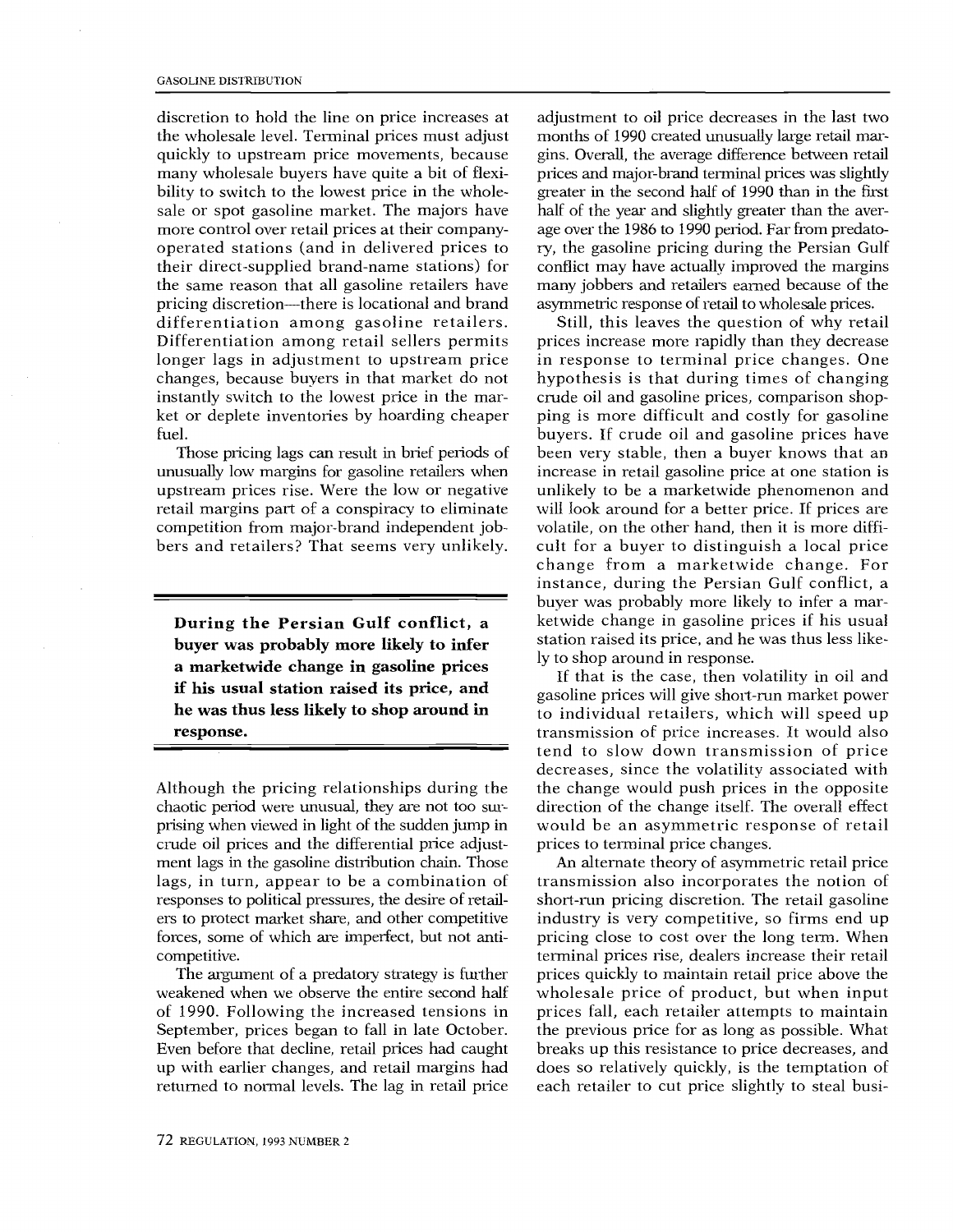discretion to hold the line on price increases at the wholesale level. Terminal prices must adjust quickly to upstream price movements, because many wholesale buyers have quite a bit of flexibility to switch to the lowest price in the wholesale or spot gasoline market. The majors have more control over retail prices at their company-operated stations (and in delivered prices to their direct-supplied brand-name stations) for the same reason that all gasoline retailers have pricing discretion—there is locational and brand differentiation among gasoline retailers. Differentiation among retail sellers permits longer lags in adjustment to upstream price changes, because buyers in that market do not instantly switch to the lowest price in the market or deplete inventories by hoarding cheaper fuel.

Those pricing lags can result in brief periods of unusually low margins for gasoline retailers when upstream prices rise. Were the low or negative retail margins part of a conspiracy to eliminate competition from major-brand independent jobbers and retailers? That seems very unlikely.

> **During the Persian Gulf conflict, a buyer was probably more likely to infer a marketwide change in gasoline prices if his usual station raised its price, and he was thus less likely to shop around in response.**

Although the pricing relationships during the chaotic period were unusual, they are not too surprising when viewed in light of the sudden jump in crude oil prices and the differential price adjustment lags in the gasoline distribution chain. Those lags, in turn, appear to be a combination of responses to political pressures, the desire of retailers to protect market share, and other competitive forces, some of which are imperfect, but not anticompetitive.

The argument of a predatory strategy is further weakened when we observe the entire second half of 1990. Following the increased tensions in September, prices began to fall in late October. Even before that decline, retail prices had caught up with earlier changes, and retail margins had returned to normal levels. The lag in retail price adjustment to oil price decreases in the last two months of 1990 created unusually large retail margins. Overall, the average difference between retail prices and major-brand terminal prices was slightly greater in the second half of 1990 than in the first half of the year and slightly greater than the average over the 1986 to 1990 period. Far from predatory, the gasoline pricing during the Persian Gulf conflict may have actually improved the margins many jobbers and retailers earned because of the asymmetric response of retail to wholesale prices.

Still, this leaves the question of why retail prices increase more rapidly than they decrease in response to terminal price changes. One hypothesis is that during times of changing crude oil and gasoline prices, comparison shopping is more difficult and costly for gasoline buyers. If crude oil and gasoline prices have been very stable, then a buyer knows that an increase in retail gasoline price at one station is unlikely to be a marketwide phenomenon and will look around for a better price. If prices are volatile, on the other hand, then it is more difficult for a buyer to distinguish a local price change from a marketwide change. For instance, during the Persian Gulf conflict, a buyer was probably more likely to infer a marketwide change in gasoline prices if his usual station raised its price, and he was thus less likely to shop around in response.

If that is the case, then volatility in oil and gasoline prices will give short-run market power to individual retailers, which will speed up transmission of price increases. It would also tend to slow down transmission of price decreases, since the volatility associated with the change would push prices in the opposite direction of the change itself. The overall effect would be an asymmetric response of retail prices to terminal price changes.

An alternate theory of asymmetric retail price transmission also incorporates the notion of short-run pricing discretion. The retail gasoline industry is very competitive, so firms end up pricing close to cost over the long term. When terminal prices rise, dealers increase their retail prices quickly to maintain retail price above the wholesale price of product, but when input prices fall, each retailer attempts to maintain the previous price for as long as possible. What breaks up this resistance to price decreases, and does so relatively quickly, is the temptation of each retailer to cut price slightly to steal busi-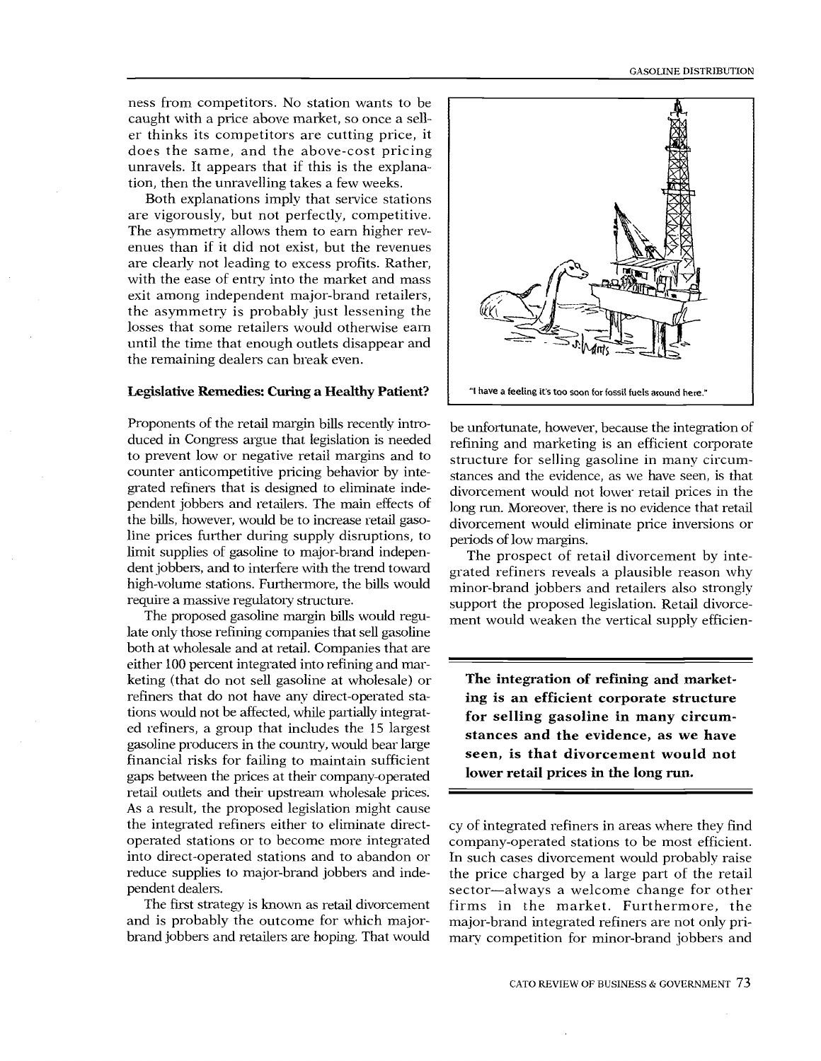ness from competitors. No station wants to be caught with a price above market, so once a seller thinks its competitors are cutting price, it does the same, and the above-cost pricing unravels. It appears that if this is the explanation, then the unravelling takes a few weeks.

Both explanations imply that service stations are vigorously, but not perfectly, competitive. The asymmetry allows them to earn higher revenues than if it did not exist, but the revenues are clearly not leading to excess profits. Rather, with the ease of entry into the market and mass exit among independent major-brand retailers, the asymmetry is probably just lessening the losses that some retailers would otherwise earn until the time that enough outlets disappear and the remaining dealers can break even.

### Legislative Remedies: Curing a Healthy Patient?

Proponents of the retail margin bills recently introduced in Congress argue that legislation is needed to prevent low or negative retail margins and to counter anticompetitive pricing behavior by integrated refiners that is designed to eliminate independent jobbers and retailers. The main effects of the bills, however, would be to increase retail gasoline prices further during supply disruptions, to limit supplies of gasoline to major-brand independent jobbers, and to interfere with the trend toward high-volume stations. Furthermore, the bills would require a massive regulatory structure.

The proposed gasoline margin bills would regulate only those refining companies that sell gasoline both at wholesale and at retail. Companies that are either 100 percent integrated into refining and marketing (that do not sell gasoline at wholesale) or refiners that do not have any direct-operated stations would not be affected, while partially integrated refiners, a group that includes the 15 largest gasoline producers in the country, would bear large financial risks for failing to maintain sufficient gaps between the prices at their company-operated retail outlets and their upstream wholesale prices. As a result, the proposed legislation might cause the integrated refiners either to eliminate direct-operated stations or to become more integrated into direct-operated stations and to abandon or reduce supplies to major-brand jobbers and independent dealers.

The first strategy is known as retail divorcement and is probably the outcome for which major-brand jobbers and retailers are hoping. That would be unfortunate, however, because the integration of refining and marketing is an efficient corporate structure for selling gasoline in many circumstances and the evidence, as we have seen, is that divorcement would not lower retail prices in the long run. Moreover, there is no evidence that retail divorcement would eliminate price inversions or periods of low margins.

The prospect of retail divorcement by integrated refiners reveals a plausible reason why minor-brand jobbers and retailers also strongly support the proposed legislation. Retail divorcement would weaken the vertical supply efficiency of integrated refiners in areas where they find company-operated stations to be most efficient. In such cases divorcement would probably raise the price charged by a large part of the retail sector—always a welcome change for other firms in the market. Furthermore, the major-brand integrated refiners are not only primary competition for minor-brand jobbers and

**The integration of refining and marketing is an efficient corporate structure for selling gasoline in many circumstances and the evidence, as we have seen, is that divorcement would not lower retail prices in the long run.**

"I have a feeling it's too soon for fossil fuels around here."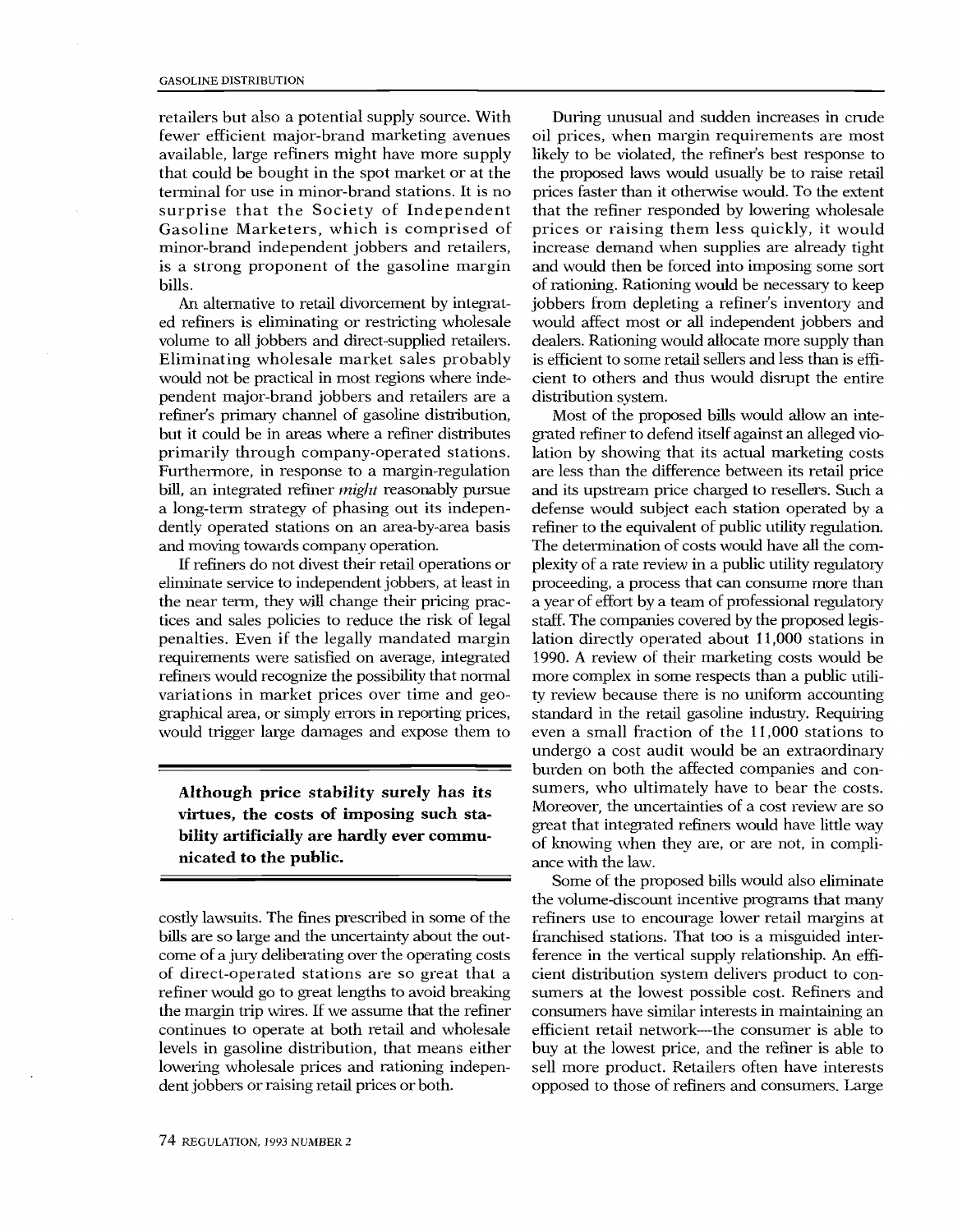retailers but also a potential supply source. With fewer efficient major-brand marketing avenues available, large refiners might have more supply that could be bought in the spot market or at the terminal for use in minor-brand stations. It is no surprise that the Society of Independent Gasoline Marketers, which is comprised of minor-brand independent jobbers and retailers, is a strong proponent of the gasoline margin bills.

An alternative to retail divorcement by integrated refiners is eliminating or restricting wholesale volume to all jobbers and direct-supplied retailers. Eliminating wholesale market sales probably would not be practical in most regions where independent major-brand jobbers and retailers are a refiner's primary channel of gasoline distribution, but it could be in areas where a refiner distributes primarily through company-operated stations. Furthermore, in response to a margin-regulation bill, an integrated refiner *might* reasonably pursue a long-term strategy of phasing out its independently operated stations on an area-by-area basis and moving towards company operation.

If refiners do not divest their retail operations or eliminate service to independent jobbers, at least in the near term, they will change their pricing practices and sales policies to reduce the risk of legal penalties. Even if the legally mandated margin requirements were satisfied on average, integrated refiners would recognize the possibility that normal variations in market prices over time and geographical area, or simply errors in reporting prices, would trigger large damages and expose them to costly lawsuits. The fines prescribed in some of the bills are so large and the uncertainty about the outcome of a jury deliberating over the operating costs of direct-operated stations are so great that a refiner would go to great lengths to avoid breaking the margin trip wires. If we assume that the refiner continues to operate at both retail and wholesale levels in gasoline distribution, that means either lowering wholesale prices and rationing independent jobbers or raising retail prices or both.

**Although price stability surely has its virtues, the costs of imposing such stability artificially are hardly ever communicated to the public.**

During unusual and sudden increases in crude oil prices, when margin requirements are most likely to be violated, the refiner's best response to the proposed laws would usually be to raise retail prices faster than it otherwise would. To the extent that the refiner responded by lowering wholesale prices or raising them less quickly, it would increase demand when supplies are already tight and would then be forced into imposing some sort of rationing. Rationing would be necessary to keep jobbers from depleting a refiner's inventory and would affect most or all independent jobbers and dealers. Rationing would allocate more supply than is efficient to some retail sellers and less than is efficient to others and thus would disrupt the entire distribution system.

Most of the proposed bills would allow an integrated refiner to defend itself against an alleged violation by showing that its actual marketing costs are less than the difference between its retail price and its upstream price charged to resellers. Such a defense would subject each station operated by a refiner to the equivalent of public utility regulation. The determination of costs would have all the complexity of a rate review in a public utility regulatory proceeding, a process that can consume more than a year of effort by a team of professional regulatory staff. The companies covered by the proposed legislation directly operated about 11,000 stations in 1990. A review of their marketing costs would be more complex in some respects than a public utility review because there is no uniform accounting standard in the retail gasoline industry. Requiring even a small fraction of the 11,000 stations to undergo a cost audit would be an extraordinary burden on both the affected companies and consumers, who ultimately have to bear the costs. Moreover, the uncertainties of a cost review are so great that integrated refiners would have little way of knowing when they are, or are not, in compliance with the law.

Some of the proposed bills would also eliminate the volume-discount incentive programs that many refiners use to encourage lower retail margins at franchised stations. That too is a misguided interference in the vertical supply relationship. An efficient distribution system delivers product to consumers at the lowest possible cost. Refiners and consumers have similar interests in maintaining an efficient retail network—the consumer is able to buy at the lowest price, and the refiner is able to sell more product. Retailers often have interests opposed to those of refiners and consumers. Large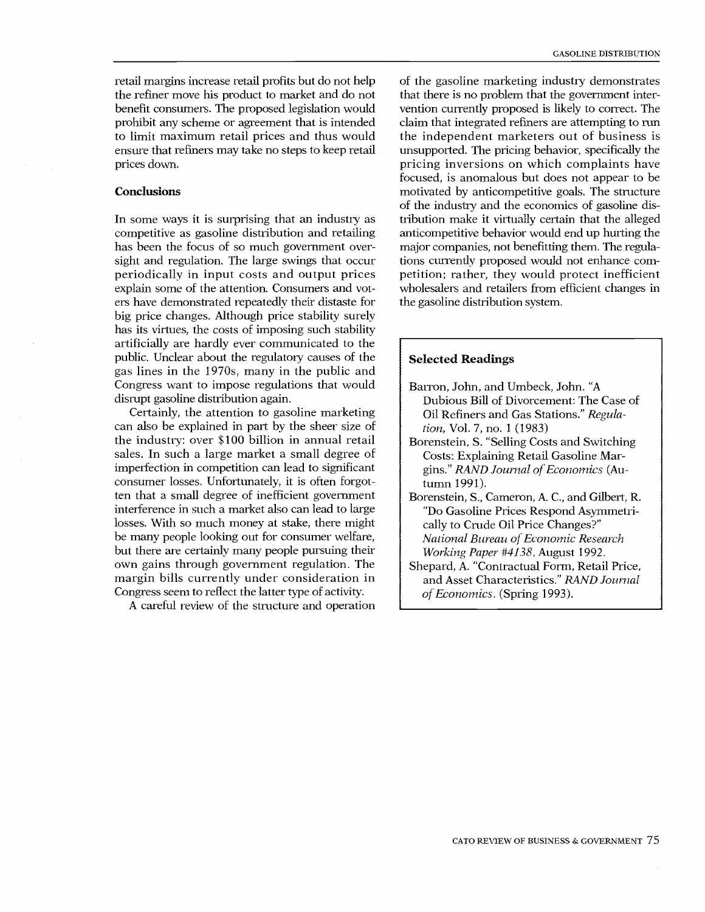retail margins increase retail profits but do not help the refiner move his product to market and do not benefit consumers. The proposed legislation would prohibit any scheme or agreement that is intended to limit maximum retail prices and thus would ensure that refiners may take no steps to keep retail prices down.

### Conclusions

In some ways it is surprising that an industry as competitive as gasoline distribution and retailing has been the focus of so much government oversight and regulation. The large swings that occur periodically in input costs and output prices explain some of the attention. Consumers and voters have demonstrated repeatedly their distaste for big price changes. Although price stability surely has its virtues, the costs of imposing such stability artificially are hardly ever communicated to the public. Unclear about the regulatory causes of the gas lines in the 1970s, many in the public and Congress want to impose regulations that would disrupt gasoline distribution again.

Certainly, the attention to gasoline marketing can also be explained in part by the sheer size of the industry: over $100 billion in annual retail sales. In such a large market a small degree of imperfection in competition can lead to significant consumer losses. Unfortunately, it is often forgotten that a small degree of inefficient government interference in such a market also can lead to large losses. With so much money at stake, there might be many people looking out for consumer welfare, but there are certainly many people pursuing their own gains through government regulation. The margin bills currently under consideration in Congress seem to reflect the latter type of activity.

A careful review of the structure and operation of the gasoline marketing industry demonstrates that there is no problem that the government intervention currently proposed is likely to correct. The claim that integrated refiners are attempting to run the independent marketers out of business is unsupported. The pricing behavior, specifically the pricing inversions on which complaints have focused, is anomalous but does not appear to be motivated by anticompetitive goals. The structure of the industry and the economics of gasoline distribution make it virtually certain that the alleged anticompetitive behavior would end up hurting the major companies, not benefitting them. The regulations currently proposed would not enhance competition; rather, they would protect inefficient wholesalers and retailers from efficient changes in the gasoline distribution system.

### Selected Readings

Barron, John, and Umbeck, John. "A Dubious Bill of Divorcement: The Case of Oil Refiners and Gas Stations." *Regulation*, Vol. 7, no. 1 (1983)

Borenstein, S. "Selling Costs and Switching Costs: Explaining Retail Gasoline Margins." *RAND Journal of Economics* (Autumn 1991).

Borenstein, S., Cameron, A. C., and Gilbert, R. "Do Gasoline Prices Respond Asymmetrically to Crude Oil Price Changes?" *National Bureau of Economic Research Working Paper #4138*, August 1992.

Shepard, A. "Contractual Form, Retail Price, and Asset Characteristics." *RAND Journal of Economics*. (Spring 1993).